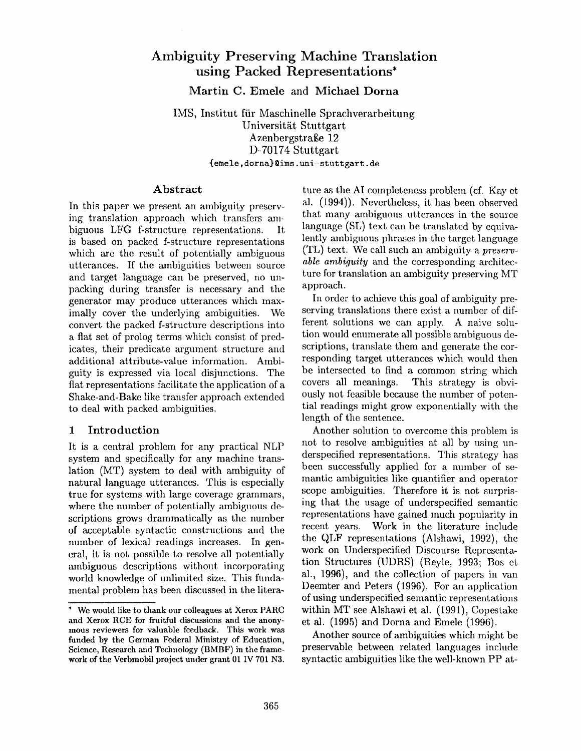# Ambiguity Preserving Machine Translation using Packed Representations*

**Martin C. Emele and Michael Dorna**

IMS, Institut für Maschinelle Sprachverarbeitung
Universität Stuttgart
Azenbergstraße 12
D-70174 Stuttgart
{emele,dorna}@ims.uni-stuttgart.de

## Abstract

In this paper we present an ambiguity preserving translation approach which transfers ambiguous LFG f-structure representations. It is based on packed f-structure representations which are the result of potentially ambiguous utterances. If the ambiguities between source and target language can be preserved, no unpacking during transfer is necessary and the generator may produce utterances which maximally cover the underlying ambiguities. We convert the packed f-structure descriptions into a flat set of prolog terms which consist of predicates, their predicate argument structure and additional attribute-value information. Ambiguity is expressed via local disjunctions. The flat representations facilitate the application of a Shake-and-Bake like transfer approach extended to deal with packed ambiguities.

## 1 Introduction

It is a central problem for any practical NLP system and specifically for any machine translation (MT) system to deal with ambiguity of natural language utterances. This is especially true for systems with large coverage grammars, where the number of potentially ambiguous descriptions grows drammatically as the number of acceptable syntactic constructions and the number of lexical readings increases. In general, it is not possible to resolve all potentially ambiguous descriptions without incorporating world knowledge of unlimited size. This fundamental problem has been discussed in the literature as the AI completeness problem (cf. Kay et al. (1994)). Nevertheless, it has been observed that many ambiguous utterances in the source language (SL) text can be translated by equivalently ambiguous phrases in the target language (TL) text. We call such an ambiguity a *preservable ambiguity* and the corresponding architecture for translation an ambiguity preserving MT approach.

In order to achieve this goal of ambiguity preserving translations there exist a number of different solutions we can apply. A naive solution would enumerate all possible ambiguous descriptions, translate them and generate the corresponding target utterances which would then be intersected to find a common string which covers all meanings. This strategy is obviously not feasible because the number of potential readings might grow exponentially with the length of the sentence.

Another solution to overcome this problem is not to resolve ambiguities at all by using underspecified representations. This strategy has been successfully applied for a number of semantic ambiguities like quantifier and operator scope ambiguities. Therefore it is not surprising that the usage of underspecified semantic representations have gained much popularity in recent years. Work in the literature include the QLF representations (Alshawi, 1992), the work on Underspecified Discourse Representation Structures (UDRS) (Reyle, 1993; Bos et al., 1996), and the collection of papers in van Deemter and Peters (1996). For an application of using underspecified semantic representations within MT see Alshawi et al. (1991), Copestake et al. (1995) and Dorna and Emele (1996).

Another source of ambiguities which might be preservable between related languages include syntactic ambiguities like the well-known PP at-

---

* We would like to thank our colleagues at Xerox PARC and Xerox RCE for fruitful discussions and the anonymous reviewers for valuable feedback. This work was funded by the German Federal Ministry of Education, Science, Research and Technology (BMBF) in the framework of the Verbmobil project under grant 01 IV 701 N3.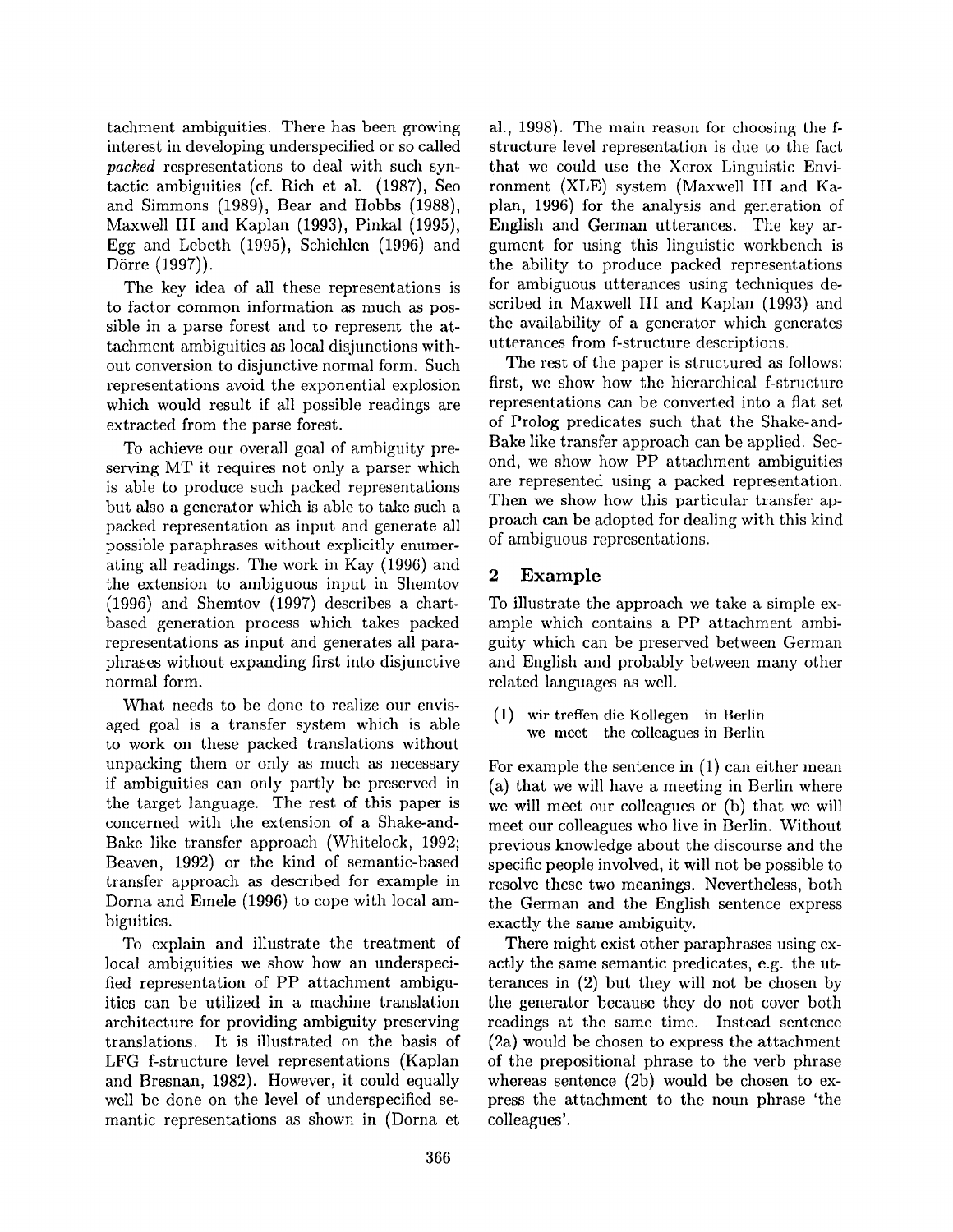tachment ambiguities. There has been growing interest in developing underspecified or so called *packed* respresentations to deal with such syntactic ambiguities (cf. Rich et al. (1987), Seo and Simmons (1989), Bear and Hobbs (1988), Maxwell III and Kaplan (1993), Pinkal (1995), Egg and Lebeth (1995), Schiehlen (1996) and Dörre (1997)).

The key idea of all these representations is to factor common information as much as possible in a parse forest and to represent the attachment ambiguities as local disjunctions without conversion to disjunctive normal form. Such representations avoid the exponential explosion which would result if all possible readings are extracted from the parse forest.

To achieve our overall goal of ambiguity preserving MT it requires not only a parser which is able to produce such packed representations but also a generator which is able to take such a packed representation as input and generate all possible paraphrases without explicitly enumerating all readings. The work in Kay (1996) and the extension to ambiguous input in Shemtov (1996) and Shemtov (1997) describes a chart-based generation process which takes packed representations as input and generates all paraphrases without expanding first into disjunctive normal form.

What needs to be done to realize our envisaged goal is a transfer system which is able to work on these packed translations without unpacking them or only as much as necessary if ambiguities can only partly be preserved in the target language. The rest of this paper is concerned with the extension of a Shake-and-Bake like transfer approach (Whitelock, 1992; Beaven, 1992) or the kind of semantic-based transfer approach as described for example in Dorna and Emele (1996) to cope with local ambiguities.

To explain and illustrate the treatment of local ambiguities we show how an underspecified representation of PP attachment ambiguities can be utilized in a machine translation architecture for providing ambiguity preserving translations. It is illustrated on the basis of LFG f-structure level representations (Kaplan and Bresnan, 1982). However, it could equally well be done on the level of underspecified semantic representations as shown in (Dorna et al., 1998). The main reason for choosing the f-structure level representation is due to the fact that we could use the Xerox Linguistic Environment (XLE) system (Maxwell III and Kaplan, 1996) for the analysis and generation of English and German utterances. The key argument for using this linguistic workbench is the ability to produce packed representations for ambiguous utterances using techniques described in Maxwell III and Kaplan (1993) and the availability of a generator which generates utterances from f-structure descriptions.

The rest of the paper is structured as follows: first, we show how the hierarchical f-structure representations can be converted into a flat set of Prolog predicates such that the Shake-and-Bake like transfer approach can be applied. Second, we show how PP attachment ambiguities are represented using a packed representation. Then we show how this particular transfer approach can be adopted for dealing with this kind of ambiguous representations.

## 2 Example

To illustrate the approach we take a simple example which contains a PP attachment ambiguity which can be preserved between German and English and probably between many other related languages as well.

(1) wir treffen die Kollegen in Berlin
    we meet the colleagues in Berlin

For example the sentence in (1) can either mean (a) that we will have a meeting in Berlin where we will meet our colleagues or (b) that we will meet our colleagues who live in Berlin. Without previous knowledge about the discourse and the specific people involved, it will not be possible to resolve these two meanings. Nevertheless, both the German and the English sentence express exactly the same ambiguity.

There might exist other paraphrases using exactly the same semantic predicates, e.g. the utterances in (2) but they will not be chosen by the generator because they do not cover both readings at the same time. Instead sentence (2a) would be chosen to express the attachment of the prepositional phrase to the verb phrase whereas sentence (2b) would be chosen to express the attachment to the noun phrase 'the colleagues'.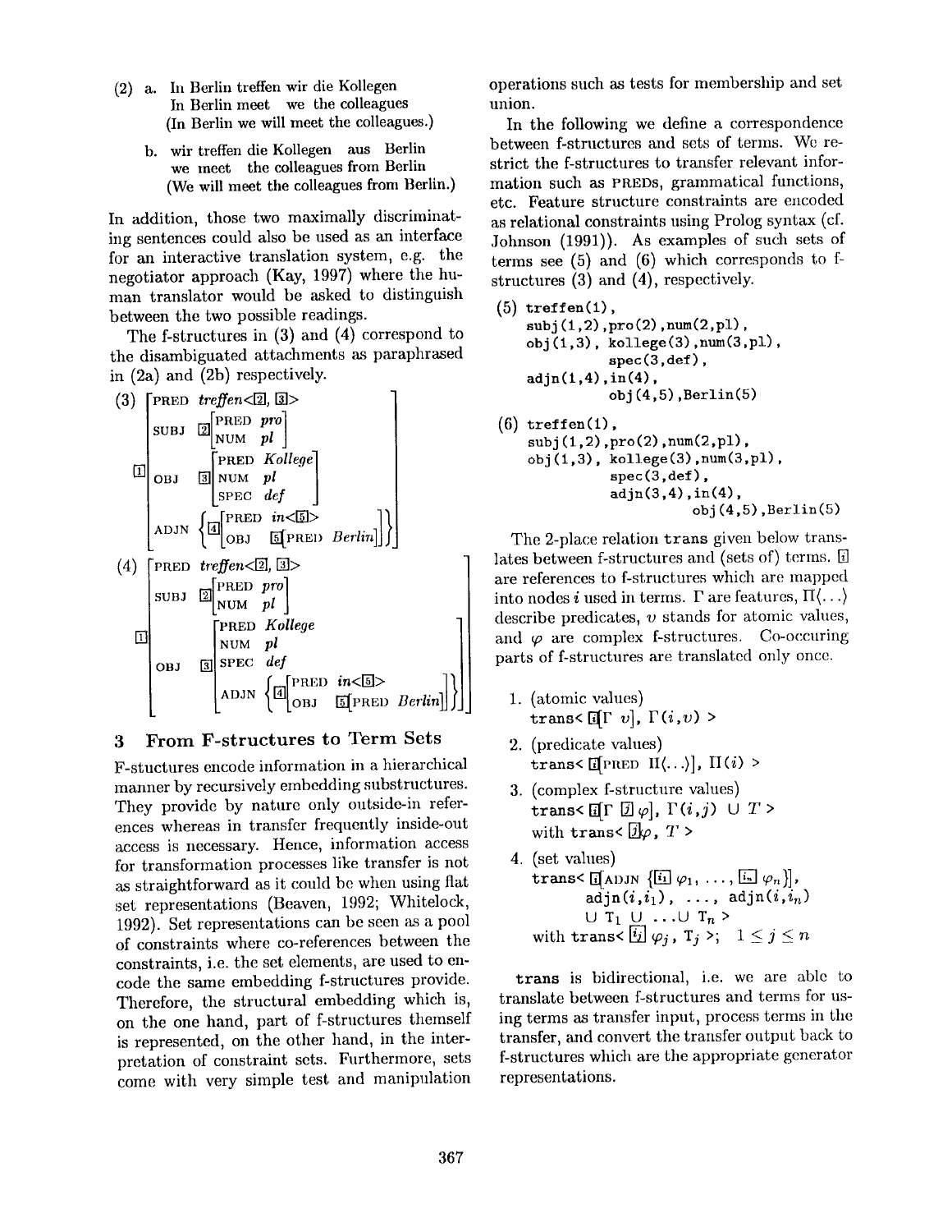(2) a. In Berlin treffen wir die Kollegen
In Berlin meet we the colleagues
(In Berlin we will meet the colleagues.)

b. wir treffen die Kollegen aus Berlin
we meet the colleagues from Berlin
(We will meet the colleagues from Berlin.)

In addition, those two maximally discriminating sentences could also be used as an interface for an interactive translation system, e.g. the negotiator approach (Kay, 1997) where the human translator would be asked to distinguish between the two possible readings.

The f-structures in (3) and (4) correspond to the disambiguated attachments as paraphrased in (2a) and (2b) respectively.

(3)
$$
\boxed{1}\begin{bmatrix}
\text{PRED} & \textit{treffen}\langle\boxed{2},\boxed{3}\rangle \\
\text{SUBJ} & \boxed{2}\begin{bmatrix}\text{PRED} & \textit{pro} \\ \text{NUM} & \textit{pl}\end{bmatrix} \\
\text{OBJ} & \boxed{3}\begin{bmatrix}\text{PRED} & \textit{Kollege} \\ \text{NUM} & \textit{pl} \\ \text{SPEC} & \textit{def}\end{bmatrix} \\
\text{ADJN} & \left\{\boxed{4}\begin{bmatrix}\text{PRED} & \textit{in}\langle\boxed{5}\rangle \\ \text{OBJ} & \boxed{5}[\text{PRED}\ \textit{Berlin}]\end{bmatrix}\right\}
\end{bmatrix}
$$

(4)
$$
\boxed{1}\begin{bmatrix}
\text{PRED} & \textit{treffen}\langle\boxed{2},\boxed{3}\rangle \\
\text{SUBJ} & \boxed{2}\begin{bmatrix}\text{PRED} & \textit{pro} \\ \text{NUM} & \textit{pl}\end{bmatrix} \\
\text{OBJ} & \boxed{3}\begin{bmatrix}\text{PRED} & \textit{Kollege} \\ \text{NUM} & \textit{pl} \\ \text{SPEC} & \textit{def} \\ \text{ADJN} & \left\{\boxed{4}\begin{bmatrix}\text{PRED} & \textit{in}\langle\boxed{5}\rangle \\ \text{OBJ} & \boxed{5}[\text{PRED}\ \textit{Berlin}]\end{bmatrix}\right\}\end{bmatrix}
\end{bmatrix}
$$

## 3 From F-structures to Term Sets

F-stuctures encode information in a hierarchical manner by recursively embedding substructures. They provide by nature only outside-in references whereas in transfer frequently inside-out access is necessary. Hence, information access for transformation processes like transfer is not as straightforward as it could be when using flat set representations (Beaven, 1992; Whitelock, 1992). Set representations can be seen as a pool of constraints where co-references between the constraints, i.e. the set elements, are used to encode the same embedding f-structures provide. Therefore, the structural embedding which is, on the one hand, part of f-structures themself is represented, on the other hand, in the interpretation of constraint sets. Furthermore, sets come with very simple test and manipulation operations such as tests for membership and set union.

In the following we define a correspondence between f-structures and sets of terms. We restrict the f-structures to transfer relevant information such as PREDs, grammatical functions, etc. Feature structure constraints are encoded as relational constraints using Prolog syntax (cf. Johnson (1991)). As examples of such sets of terms see (5) and (6) which corresponds to f-structures (3) and (4), respectively.

```
(5) treffen(1),
    subj(1,2),pro(2),num(2,pl),
    obj(1,3), kollege(3),num(3,pl),
              spec(3,def),
    adjn(1,4),in(4),
              obj(4,5),Berlin(5)
```

```
(6) treffen(1),
    subj(1,2),pro(2),num(2,pl),
    obj(1,3), kollege(3),num(3,pl),
              spec(3,def),
              adjn(3,4),in(4),
                        obj(4,5),Berlin(5)
```

The 2-place relation trans given below translates between f-structures and (sets of) terms. $\boxed{i}$ are references to f-structures which are mapped into nodes $i$ used in terms. $\Gamma$ are features, $\Pi\langle\ldots\rangle$ describe predicates, $v$ stands for atomic values, and $\varphi$ are complex f-structures. Co-occuring parts of f-structures are translated only once.

1. (atomic values)
   trans< $\boxed{i}[\Gamma\ v]$, $\Gamma(i,v)$ >
2. (predicate values)
   trans< $\boxed{i}[\text{PRED}\ \Pi\langle\ldots\rangle]$, $\Pi(i)$ >
3. (complex f-structure values)
   trans< $\boxed{i}[\Gamma\ \boxed{j}\ \varphi]$, $\Gamma(i,j)\ \cup\ T$ >
   with trans< $\boxed{j}\varphi$, $T$ >
4. (set values)
   trans< $\boxed{i}[\text{ADJN}\ \{\boxed{i_1}\ \varphi_1, \ldots, \boxed{i_n}\ \varphi_n\}]$,
   adjn$(i,i_1)$, ..., adjn$(i,i_n)$
   $\cup\ T_1\ \cup\ \ldots \cup\ T_n$ >
   with trans< $\boxed{i_j}\ \varphi_j$, $T_j$ >; $1 \leq j \leq n$

**trans** is bidirectional, i.e. we are able to translate between f-structures and terms for using terms as transfer input, process terms in the transfer, and convert the transfer output back to f-structures which are the appropriate generator representations.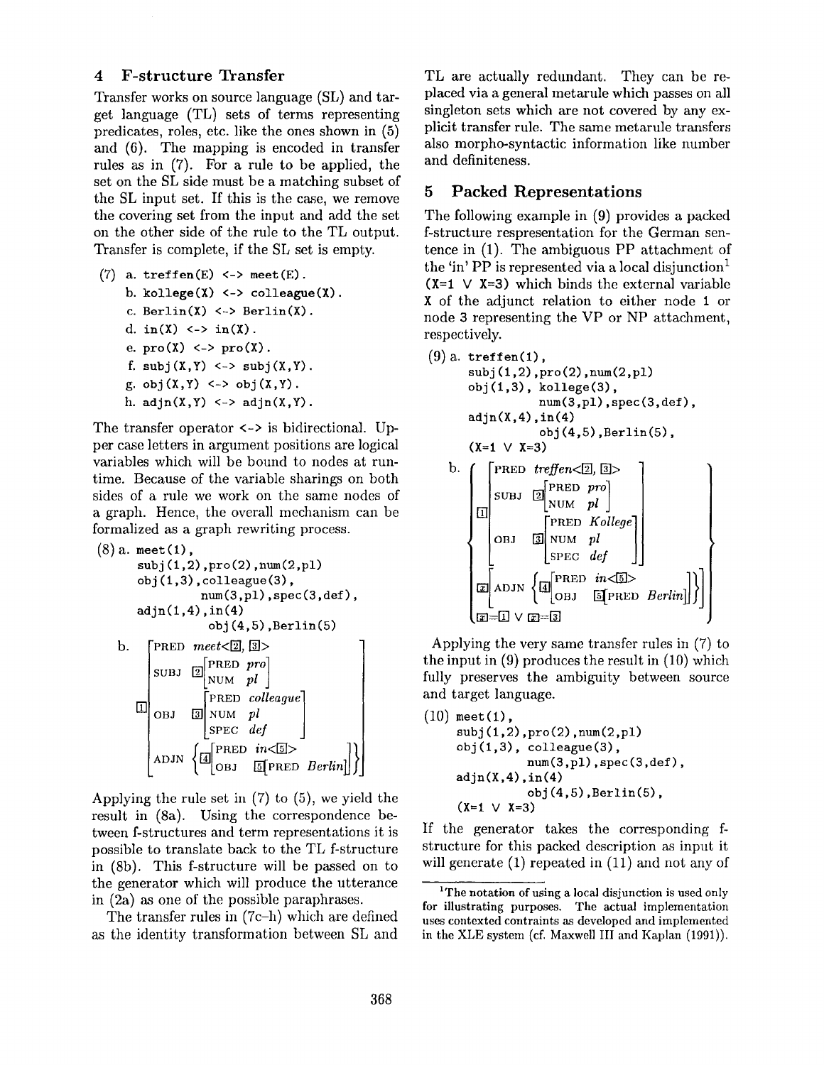## 4 F-structure Transfer

Transfer works on source language (SL) and target language (TL) sets of terms representing predicates, roles, etc. like the ones shown in (5) and (6). The mapping is encoded in transfer rules as in (7). For a rule to be applied, the set on the SL side must be a matching subset of the SL input set. If this is the case, we remove the covering set from the input and add the set on the other side of the rule to the TL output. Transfer is complete, if the SL set is empty.

```
(7) a. treffen(E) <-> meet(E).
    b. kollege(X) <-> colleague(X).
    c. Berlin(X) <-> Berlin(X).
    d. in(X) <-> in(X).
    e. pro(X) <-> pro(X).
    f. subj(X,Y) <-> subj(X,Y).
    g. obj(X,Y) <-> obj(X,Y).
    h. adjn(X,Y) <-> adjn(X,Y).
```

The transfer operator `<->` is bidirectional. Upper case letters in argument positions are logical variables which will be bound to nodes at runtime. Because of the variable sharings on both sides of a rule we work on the same nodes of a graph. Hence, the overall mechanism can be formalized as a graph rewriting process.

```
(8) a. meet(1),
       subj(1,2),pro(2),num(2,pl)
       obj(1,3),colleague(3),
                num(3,pl),spec(3,def),
       adjn(1,4),in(4)
                obj(4,5),Berlin(5)
```

b.
```
   [PRED  meet<[2], [3]>                          ]
   [SUBJ  [2][PRED pro]                           ]
   [         [NUM  pl ]                           ]
[1][OBJ   [3][PRED colleague]                     ]
   [         [NUM  pl       ]                     ]
   [         [SPEC def      ]                     ]
   [ADJN  { [4][PRED in<[5]>              ] }     ]
   [      {    [OBJ  [5][PRED Berlin]     ] }     ]
```

Applying the rule set in (7) to (5), we yield the result in (8a). Using the correspondence between f-structures and term representations it is possible to translate back to the TL f-structure in (8b). This f-structure will be passed on to the generator which will produce the utterance in (2a) as one of the possible paraphrases.

The transfer rules in (7c–h) which are defined as the identity transformation between SL and TL are actually redundant. They can be replaced via a general metarule which passes on all singleton sets which are not covered by any explicit transfer rule. The same metarule transfers also morpho-syntactic information like number and definiteness.

## 5 Packed Representations

The following example in (9) provides a packed f-structure respresentation for the German sentence in (1). The ambiguous PP attachment of the 'in' PP is represented via a local disjunction[1] `(X=1 V X=3)` which binds the external variable `X` of the adjunct relation to either node `1` or node `3` representing the VP or NP attachment, respectively.

```
(9) a. treffen(1),
       subj(1,2),pro(2),num(2,pl)
       obj(1,3), kollege(3),
                num(3,pl),spec(3,def),
       adjn(X,4),in(4)
                obj(4,5),Berlin(5),
       (X=1 V X=3)
```

b.
```
{    [PRED  treffen<[2], [3]>          ]                      }
{    [SUBJ  [2][PRED pro]              ]                      }
{    [         [NUM  pl ]              ]                      }
{ [1][OBJ   [3][PRED Kollege]          ]                      }
{    [         [NUM  pl     ]          ]                      }
{    [         [SPEC def    ]          ]                      }
{ [x][ADJN  { [4][PRED in<[5]>          ] } ]                 }
{    [      {    [OBJ  [5][PRED Berlin] ] } ]                 }
{ [x]=[1] V [x]=[3]                                           }
```

Applying the very same transfer rules in (7) to the input in (9) produces the result in (10) which fully preserves the ambiguity between source and target language.

```
(10) meet(1),
     subj(1,2),pro(2),num(2,pl)
     obj(1,3), colleague(3),
              num(3,pl),spec(3,def),
     adjn(X,4),in(4)
              obj(4,5),Berlin(5),
     (X=1 V X=3)
```

If the generator takes the corresponding f-structure for this packed description as input it will generate (1) repeated in (11) and not any of

[1] The notation of using a local disjunction is used only for illustrating purposes. The actual implementation uses contexted contraints as developed and implemented in the XLE system (cf. Maxwell III and Kaplan (1991)).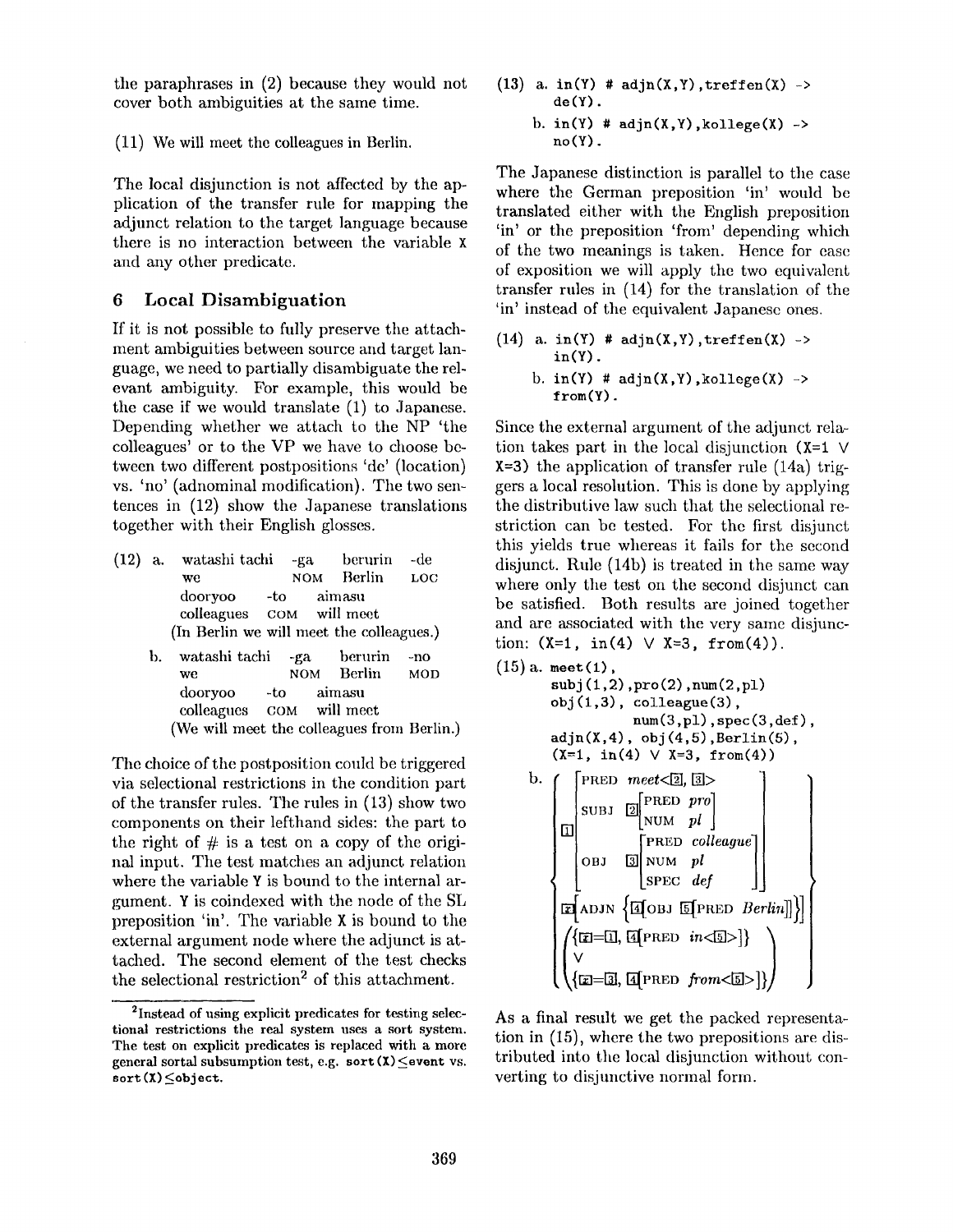the paraphrases in (2) because they would not cover both ambiguities at the same time.

(11) We will meet the colleagues in Berlin.

The local disjunction is not affected by the application of the transfer rule for mapping the adjunct relation to the target language because there is no interaction between the variable X and any other predicate.

## 6 Local Disambiguation

If it is not possible to fully preserve the attachment ambiguities between source and target language, we need to partially disambiguate the relevant ambiguity. For example, this would be the case if we would translate (1) to Japanese. Depending whether we attach to the NP 'the colleagues' or to the VP we have to choose between two different postpositions 'de' (location) vs. 'no' (adnominal modification). The two sentences in (12) show the Japanese translations together with their English glosses.

(12) a. watashi tachi -ga berurin -de
we NOM Berlin LOC
dooryoo -to aimasu
colleagues COM will meet
(In Berlin we will meet the colleagues.)

b. watashi tachi -ga berurin -no
we NOM Berlin MOD
dooryoo -to aimasu
colleagues COM will meet
(We will meet the colleagues from Berlin.)

The choice of the postposition could be triggered via selectional restrictions in the condition part of the transfer rules. The rules in (13) show two components on their lefthand sides: the part to the right of # is a test on a copy of the original input. The test matches an adjunct relation where the variable Y is bound to the internal argument. Y is coindexed with the node of the SL preposition 'in'. The variable X is bound to the external argument node where the adjunct is attached. The second element of the test checks the selectional restriction[2] of this attachment.

[2] Instead of using explicit predicates for testing selectional restrictions the real system uses a sort system. The test on explicit predicates is replaced with a more general sortal subsumption test, e.g. sort(X) ≤ event vs. sort(X) ≤ object.

(13) a.
```
in(Y) # adjn(X,Y),treffen(X) ->
de(Y).
```
b.
```
in(Y) # adjn(X,Y),kollege(X) ->
no(Y).
```

The Japanese distinction is parallel to the case where the German preposition 'in' would be translated either with the English preposition 'in' or the preposition 'from' depending which of the two meanings is taken. Hence for ease of exposition we will apply the two equivalent transfer rules in (14) for the translation of the 'in' instead of the equivalent Japanese ones.

(14) a.
```
in(Y) # adjn(X,Y),treffen(X) ->
in(Y).
```
b.
```
in(Y) # adjn(X,Y),kollege(X) ->
from(Y).
```

Since the external argument of the adjunct relation takes part in the local disjunction (X=1 ∨ X=3) the application of transfer rule (14a) triggers a local resolution. This is done by applying the distributive law such that the selectional restriction can be tested. For the first disjunct this yields true whereas it fails for the second disjunct. Rule (14b) is treated in the same way where only the test on the second disjunct can be satisfied. Both results are joined together and are associated with the very same disjunction: (X=1, in(4) ∨ X=3, from(4)).

(15) a.
```
meet(1),
subj(1,2),pro(2),num(2,pl)
obj(1,3), colleague(3),
          num(3,pl),spec(3,def),
adjn(X,4), obj(4,5),Berlin(5),
(X=1, in(4) ∨ X=3, from(4))
```

b.
$$
\left\{
\begin{array}{l}
\boxed{1}\left[\begin{array}{ll}
\text{PRED} & \textit{meet}\langle\boxed{2},\boxed{3}\rangle \\
\text{SUBJ} & \boxed{2}\left[\begin{array}{ll}\text{PRED} & \textit{pro} \\ \text{NUM} & \textit{pl}\end{array}\right] \\
\text{OBJ} & \boxed{3}\left[\begin{array}{ll}\text{PRED} & \textit{colleague} \\ \text{NUM} & \textit{pl} \\ \text{SPEC} & \textit{def}\end{array}\right]
\end{array}\right] \\
\boxed{x}\left[\text{ADJN}\ \left\{\boxed{4}\left[\text{OBJ}\ \boxed{5}\left[\text{PRED}\ \textit{Berlin}\right]\right]\right\}\right] \\
\left(\begin{array}{l}
\{\boxed{x}=\boxed{1},\ \boxed{4}[\text{PRED}\ \textit{in}\langle\boxed{5}\rangle]\} \\
\vee \\
\{\boxed{x}=\boxed{3},\ \boxed{4}[\text{PRED}\ \textit{from}\langle\boxed{5}\rangle]\}
\end{array}\right)
\end{array}
\right\}
$$

As a final result we get the packed representation in (15), where the two prepositions are distributed into the local disjunction without converting to disjunctive normal form.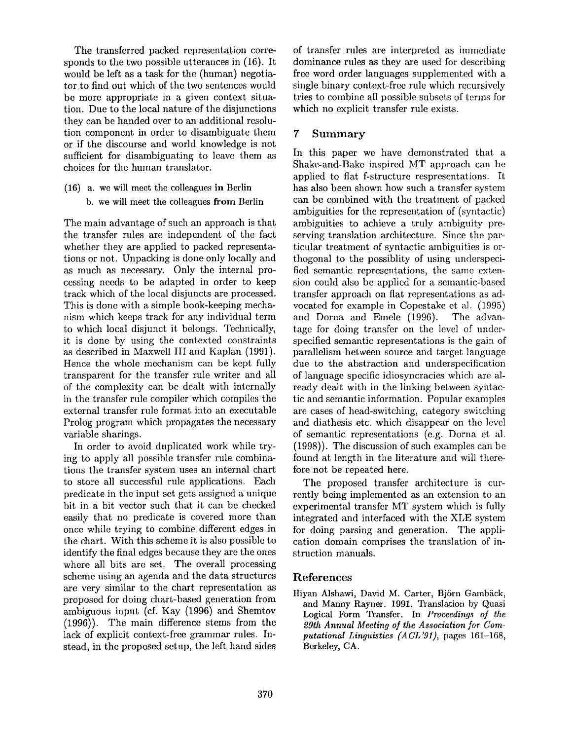The transferred packed representation corresponds to the two possible utterances in (16). It would be left as a task for the (human) negotiator to find out which of the two sentences would be more appropriate in a given context situation. Due to the local nature of the disjunctions they can be handed over to an additional resolution component in order to disambiguate them or if the discourse and world knowledge is not sufficient for disambiguating to leave them as choices for the human translator.

(16) a. we will meet the colleagues **in** Berlin
     b. we will meet the colleagues **from** Berlin

The main advantage of such an approach is that the transfer rules are independent of the fact whether they are applied to packed representations or not. Unpacking is done only locally and as much as necessary. Only the internal processing needs to be adapted in order to keep track which of the local disjuncts are processed. This is done with a simple book-keeping mechanism which keeps track for any individual term to which local disjunct it belongs. Technically, it is done by using the contexted constraints as described in Maxwell III and Kaplan (1991). Hence the whole mechanism can be kept fully transparent for the transfer rule writer and all of the complexity can be dealt with internally in the transfer rule compiler which compiles the external transfer rule format into an executable Prolog program which propagates the necessary variable sharings.

In order to avoid duplicated work while trying to apply all possible transfer rule combinations the transfer system uses an internal chart to store all successful rule applications. Each predicate in the input set gets assigned a unique bit in a bit vector such that it can be checked easily that no predicate is covered more than once while trying to combine different edges in the chart. With this scheme it is also possible to identify the final edges because they are the ones where all bits are set. The overall processing scheme using an agenda and the data structures are very similar to the chart representation as proposed for doing chart-based generation from ambiguous input (cf. Kay (1996) and Shemtov (1996)). The main difference stems from the lack of explicit context-free grammar rules. Instead, in the proposed setup, the left hand sides of transfer rules are interpreted as immediate dominance rules as they are used for describing free word order languages supplemented with a single binary context-free rule which recursively tries to combine all possible subsets of terms for which no explicit transfer rule exists.

## 7 Summary

In this paper we have demonstrated that a Shake-and-Bake inspired MT approach can be applied to flat f-structure respresentations. It has also been shown how such a transfer system can be combined with the treatment of packed ambiguities for the representation of (syntactic) ambiguities to achieve a truly ambiguity preserving translation architecture. Since the particular treatment of syntactic ambiguities is orthogonal to the possiblity of using underspecified semantic representations, the same extension could also be applied for a semantic-based transfer approach on flat representations as advocated for example in Copestake et al. (1995) and Dorna and Emele (1996). The advantage for doing transfer on the level of underspecified semantic representations is the gain of parallelism between source and target language due to the abstraction and underspecification of language specific idiosyncracies which are already dealt with in the linking between syntactic and semantic information. Popular examples are cases of head-switching, category switching and diathesis etc. which disappear on the level of semantic representations (e.g. Dorna et al. (1998)). The discussion of such examples can be found at length in the literature and will therefore not be repeated here.

The proposed transfer architecture is currently being implemented as an extension to an experimental transfer MT system which is fully integrated and interfaced with the XLE system for doing parsing and generation. The application domain comprises the translation of instruction manuals.

## References

Hiyan Alshawi, David M. Carter, Björn Gambäck, and Manny Rayner. 1991. Translation by Quasi Logical Form Transfer. In *Proceedings of the 29th Annual Meeting of the Association for Computational Linguistics (ACL'91)*, pages 161–168, Berkeley, CA.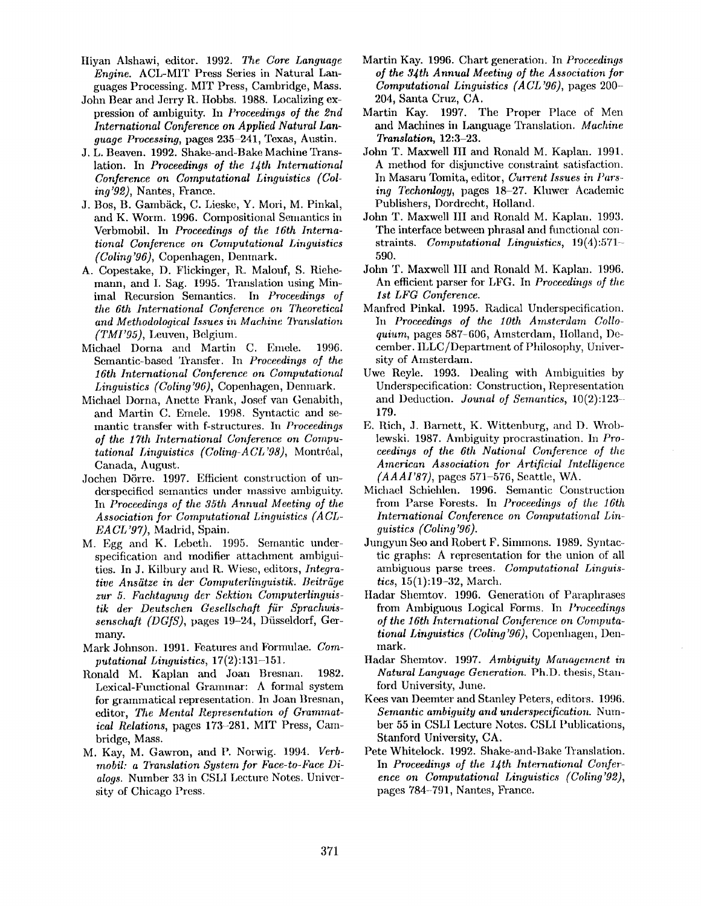Hiyan Alshawi, editor. 1992. *The Core Language Engine*. ACL-MIT Press Series in Natural Languages Processing. MIT Press, Cambridge, Mass.

John Bear and Jerry R. Hobbs. 1988. Localizing expression of ambiguity. In *Proceedings of the 2nd International Conference on Applied Natural Language Processing*, pages 235–241, Texas, Austin.

J. L. Beaven. 1992. Shake-and-Bake Machine Translation. In *Proceedings of the 14th International Conference on Computational Linguistics (Coling'92)*, Nantes, France.

J. Bos, B. Gambäck, C. Lieske, Y. Mori, M. Pinkal, and K. Worm. 1996. Compositional Semantics in Verbmobil. In *Proceedings of the 16th International Conference on Computational Linguistics (Coling'96)*, Copenhagen, Denmark.

A. Copestake, D. Flickinger, R. Malouf, S. Riehemann, and I. Sag. 1995. Translation using Minimal Recursion Semantics. In *Proceedings of the 6th International Conference on Theoretical and Methodological Issues in Machine Translation (TMI'95)*, Leuven, Belgium.

Michael Dorna and Martin C. Emele. 1996. Semantic-based Transfer. In *Proceedings of the 16th International Conference on Computational Linguistics (Coling'96)*, Copenhagen, Denmark.

Michael Dorna, Anette Frank, Josef van Genabith, and Martin C. Emele. 1998. Syntactic and semantic transfer with f-structures. In *Proceedings of the 17th International Conference on Computational Linguistics (Coling-ACL'98)*, Montréal, Canada, August.

Jochen Dörre. 1997. Efficient construction of underspecified semantics under massive ambiguity. In *Proceedings of the 35th Annual Meeting of the Association for Computational Linguistics (ACL-EACL'97)*, Madrid, Spain.

M. Egg and K. Lebeth. 1995. Semantic underspecification and modifier attachment ambiguities. In J. Kilbury and R. Wiese, editors, *Integrative Ansätze in der Computerlinguistik. Beiträge zur 5. Fachtagung der Sektion Computerlinguistik der Deutschen Gesellschaft für Sprachwissenschaft (DGfS)*, pages 19–24, Düsseldorf, Germany.

Mark Johnson. 1991. Features and Formulae. *Computational Linguistics*, 17(2):131–151.

Ronald M. Kaplan and Joan Bresnan. 1982. Lexical-Functional Grammar: A formal system for grammatical representation. In Joan Bresnan, editor, *The Mental Representation of Grammatical Relations*, pages 173–281. MIT Press, Cambridge, Mass.

M. Kay, M. Gawron, and P. Norwig. 1994. *Verbmobil: a Translation System for Face-to-Face Dialogs*. Number 33 in CSLI Lecture Notes. University of Chicago Press.

Martin Kay. 1996. Chart generation. In *Proceedings of the 34th Annual Meeting of the Association for Computational Linguistics (ACL'96)*, pages 200–204, Santa Cruz, CA.

Martin Kay. 1997. The Proper Place of Men and Machines in Language Translation. *Machine Translation*, 12:3–23.

John T. Maxwell III and Ronald M. Kaplan. 1991. A method for disjunctive constraint satisfaction. In Masaru Tomita, editor, *Current Issues in Parsing Techonlogy*, pages 18–27. Kluwer Academic Publishers, Dordrecht, Holland.

John T. Maxwell III and Ronald M. Kaplan. 1993. The interface between phrasal and functional constraints. *Computational Linguistics*, 19(4):571–590.

John T. Maxwell III and Ronald M. Kaplan. 1996. An efficient parser for LFG. In *Proceedings of the 1st LFG Conference*.

Manfred Pinkal. 1995. Radical Underspecification. In *Proceedings of the 10th Amsterdam Colloquium*, pages 587–606, Amsterdam, Holland, December. ILLC/Department of Philosophy, University of Amsterdam.

Uwe Reyle. 1993. Dealing with Ambiguities by Underspecification: Construction, Representation and Deduction. *Jounal of Semantics*, 10(2):123–179.

E. Rich, J. Barnett, K. Wittenburg, and D. Wroblewski. 1987. Ambiguity procrastination. In *Proceedings of the 6th National Conference of the American Association for Artificial Intelligence (AAAI'87)*, pages 571–576, Seattle, WA.

Michael Schiehlen. 1996. Semantic Construction from Parse Forests. In *Proceedings of the 16th International Conference on Computational Linguistics (Coling'96)*.

Jungyun Seo and Robert F. Simmons. 1989. Syntactic graphs: A representation for the union of all ambiguous parse trees. *Computational Linguistics*, 15(1):19–32, March.

Hadar Shemtov. 1996. Generation of Paraphrases from Ambiguous Logical Forms. In *Proceedings of the 16th International Conference on Computational Linguistics (Coling'96)*, Copenhagen, Denmark.

Hadar Shemtov. 1997. *Ambiguity Management in Natural Language Generation*. Ph.D. thesis, Stanford University, June.

Kees van Deemter and Stanley Peters, editors. 1996. *Semantic ambiguity and underspecification*. Number 55 in CSLI Lecture Notes. CSLI Publications, Stanford University, CA.

Pete Whitelock. 1992. Shake-and-Bake Translation. In *Proceedings of the 14th International Conference on Computational Linguistics (Coling'92)*, pages 784–791, Nantes, France.